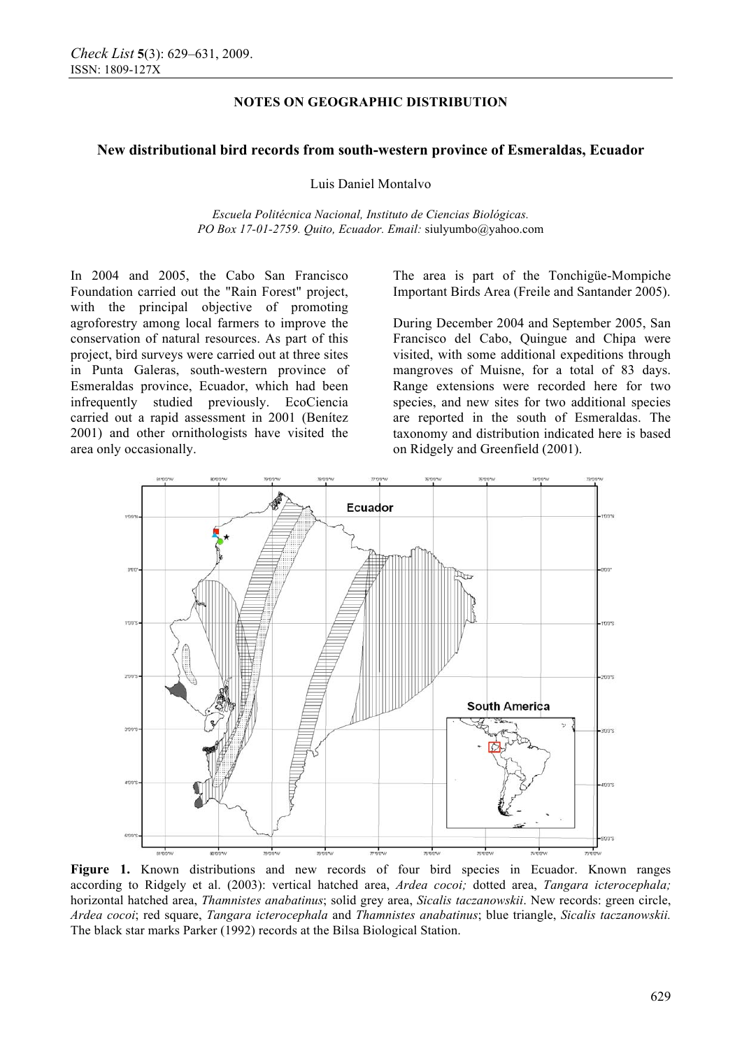NOTES ON GEOGRAPHIC DISTRIBUTION

# New distributional bird records from south-western province of Esmeraldas, Ecuador

Luis Daniel Montalvo

*Escuela Politécnica Nacional, Instituto de Ciencias Biológicas. PO Box 17-01-2759. Quito, Ecuador. Email:* siulyumbo@yahoo.com

In 2004 and 2005, the Cabo San Francisco Foundation carried out the "Rain Forest" project, with the principal objective of promoting agroforestry among local farmers to improve the conservation of natural resources. As part of this project, bird surveys were carried out at three sites in Punta Galeras, south-western province of Esmeraldas province, Ecuador, which had been infrequently studied previously. EcoCiencia carried out a rapid assessment in 2001 (Benítez 2001) and other ornithologists have visited the area only occasionally.

The area is part of the Tonchigüe-Mompiche Important Birds Area (Freile and Santander 2005).

During December 2004 and September 2005, San Francisco del Cabo, Quingue and Chipa were visited, with some additional expeditions through mangroves of Muisne, for a total of 83 days. Range extensions were recorded here for two species, and new sites for two additional species are reported in the south of Esmeraldas. The taxonomy and distribution indicated here is based on Ridgely and Greenfield (2001).

**Figure 1.** Known distributions and new records of four bird species in Ecuador. Known ranges according to Ridgely et al. (2003): vertical hatched area, *Ardea cocoi;* dotted area, *Tangara icterocephala;* horizontal hatched area, *Thamnistes anabatinus*; solid grey area, *Sicalis taczanowskii*. New records: green circle, *Ardea cocoi*; red square, *Tangara icterocephala* and *Thamnistes anabatinus*; blue triangle, *Sicalis taczanowskii.* The black star marks Parker (1992) records at the Bilsa Biological Station.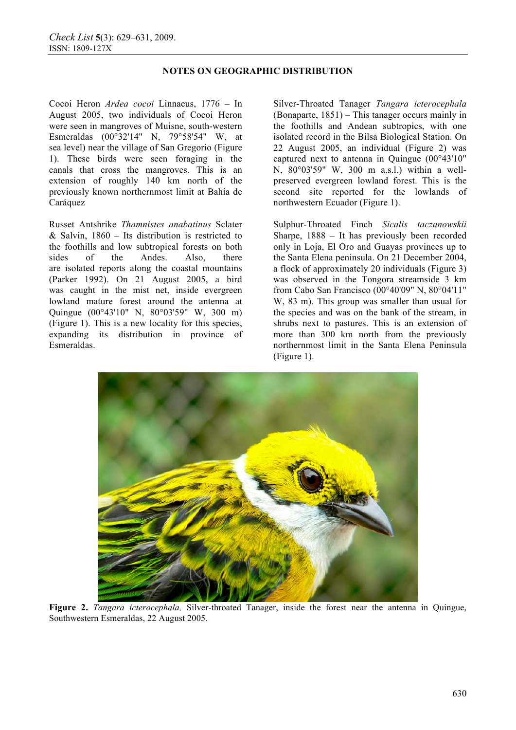**NOTES ON GEOGRAPHIC DISTRIBUTION**

Cocoi Heron *Ardea cocoi* Linnaeus, 1776 – In August 2005, two individuals of Cocoi Heron were seen in mangroves of Muisne, south-western Esmeraldas (00°32'14" N, 79°58'54" W, at sea level) near the village of San Gregorio (Figure 1). These birds were seen foraging in the canals that cross the mangroves. This is an extension of roughly 140 km north of the previously known northernmost limit at Bahía de Caráquez

Russet Antshrike *Thamnistes anabatinus* Sclater & Salvin, 1860 – Its distribution is restricted to the foothills and low subtropical forests on both sides of the Andes. Also, there are isolated reports along the coastal mountains (Parker 1992). On 21 August 2005, a bird was caught in the mist net, inside evergreen lowland mature forest around the antenna at Quingue (00°43'10" N, 80°03'59" W, 300 m) (Figure 1). This is a new locality for this species, expanding its distribution in province of Esmeraldas.

Silver-Throated Tanager *Tangara icterocephala* (Bonaparte, 1851) – This tanager occurs mainly in the foothills and Andean subtropics, with one isolated record in the Bilsa Biological Station. On 22 August 2005, an individual (Figure 2) was captured next to antenna in Quingue (00°43'10" N, 80°03'59" W, 300 m a.s.l.) within a well-preserved evergreen lowland forest. This is the second site reported for the lowlands of northwestern Ecuador (Figure 1).

Sulphur-Throated Finch *Sicalis taczanowskii* Sharpe, 1888 – It has previously been recorded only in Loja, El Oro and Guayas provinces up to the Santa Elena peninsula. On 21 December 2004, a flock of approximately 20 individuals (Figure 3) was observed in the Tongora streamside 3 km from Cabo San Francisco (00°40'09" N, 80°04'11" W, 83 m). This group was smaller than usual for the species and was on the bank of the stream, in shrubs next to pastures. This is an extension of more than 300 km north from the previously northernmost limit in the Santa Elena Peninsula (Figure 1).

**Figure 2.** *Tangara icterocephala,* Silver-throated Tanager, inside the forest near the antenna in Quingue, Southwestern Esmeraldas, 22 August 2005.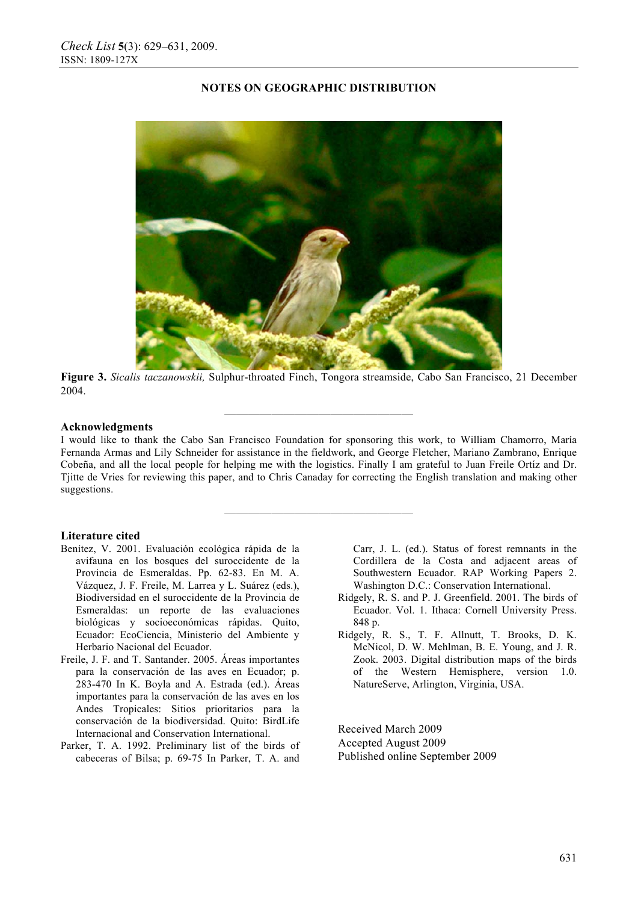## NOTES ON GEOGRAPHIC DISTRIBUTION

**Figure 3.** *Sicalis taczanowskii,* Sulphur-throated Finch, Tongora streamside, Cabo San Francisco, 21 December 2004.

### Acknowledgments

I would like to thank the Cabo San Francisco Foundation for sponsoring this work, to William Chamorro, María Fernanda Armas and Lily Schneider for assistance in the fieldwork, and George Fletcher, Mariano Zambrano, Enrique Cobeña, and all the local people for helping me with the logistics. Finally I am grateful to Juan Freile Ortíz and Dr. Tjitte de Vries for reviewing this paper, and to Chris Canaday for correcting the English translation and making other suggestions.

### Literature cited

Benítez, V. 2001. Evaluación ecológica rápida de la avifauna en los bosques del suroccidente de la Provincia de Esmeraldas. Pp. 62-83. En M. A. Vázquez, J. F. Freile, M. Larrea y L. Suárez (eds.), Biodiversidad en el suroccidente de la Provincia de Esmeraldas: un reporte de las evaluaciones biológicas y socioeconómicas rápidas. Quito, Ecuador: EcoCiencia, Ministerio del Ambiente y Herbario Nacional del Ecuador.

Freile, J. F. and T. Santander. 2005. Áreas importantes para la conservación de las aves en Ecuador; p. 283-470 In K. Boyla and A. Estrada (ed.). Áreas importantes para la conservación de las aves en los Andes Tropicales: Sitios prioritarios para la conservación de la biodiversidad. Quito: BirdLife Internacional and Conservation International.

Parker, T. A. 1992. Preliminary list of the birds of cabeceras of Bilsa; p. 69-75 In Parker, T. A. and Carr, J. L. (ed.). Status of forest remnants in the Cordillera de la Costa and adjacent areas of Southwestern Ecuador. RAP Working Papers 2. Washington D.C.: Conservation International.

Ridgely, R. S. and P. J. Greenfield. 2001. The birds of Ecuador. Vol. 1. Ithaca: Cornell University Press. 848 p.

Ridgely, R. S., T. F. Allnutt, T. Brooks, D. K. McNicol, D. W. Mehlman, B. E. Young, and J. R. Zook. 2003. Digital distribution maps of the birds of the Western Hemisphere, version 1.0. NatureServe, Arlington, Virginia, USA.

Received March 2009
Accepted August 2009
Published online September 2009